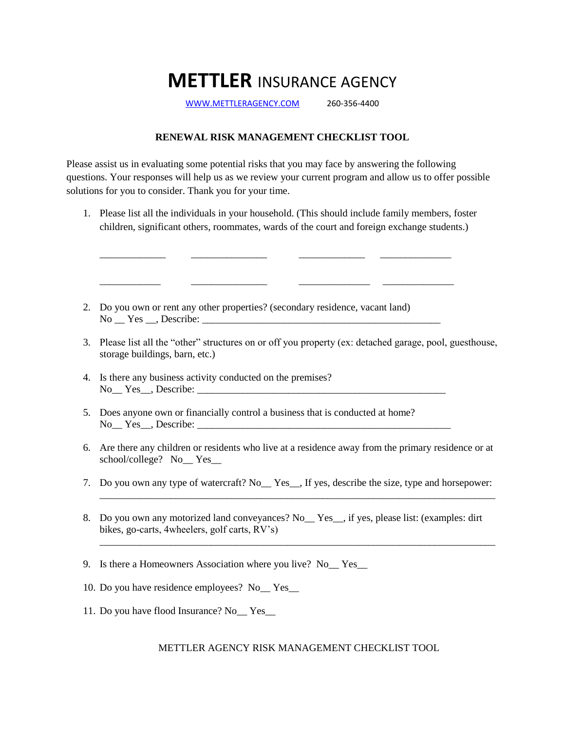# **METTLER** INSURANCE AGENCY

WWW.METTLERAGENCY.COM          260-356-4400

**RENEWAL RISK MANAGEMENT CHECKLIST TOOL**

Please assist us in evaluating some potential risks that you may face by answering the following questions. Your responses will help us as we review your current program and allow us to offer possible solutions for you to consider. Thank you for your time.

1. Please list all the individuals in your household. (This should include family members, foster children, significant others, roommates, wards of the court and foreign exchange students.)

   _____________     _______________     _____________     ______________

   ____________     _______________     ______________     ______________

2. Do you own or rent any other properties? (secondary residence, vacant land)
   No __ Yes __, Describe: _______________________________________________

3. Please list all the "other" structures on or off you property (ex: detached garage, pool, guesthouse, storage buildings, barn, etc.)

4. Is there any business activity conducted on the premises?
   No__ Yes__, Describe: _________________________________________________

5. Does anyone own or financially control a business that is conducted at home?
   No__ Yes__, Describe: __________________________________________________

6. Are there any children or residents who live at a residence away from the primary residence or at school/college? No__ Yes__

7. Do you own any type of watercraft? No__ Yes__, If yes, describe the size, type and horsepower:
   ______________________________________________________________________________

8. Do you own any motorized land conveyances? No__ Yes__, if yes, please list: (examples: dirt bikes, go-carts, 4wheelers, golf carts, RV's)
   ______________________________________________________________________________

9. Is there a Homeowners Association where you live? No__ Yes__

10. Do you have residence employees? No__ Yes__

11. Do you have flood Insurance? No__ Yes__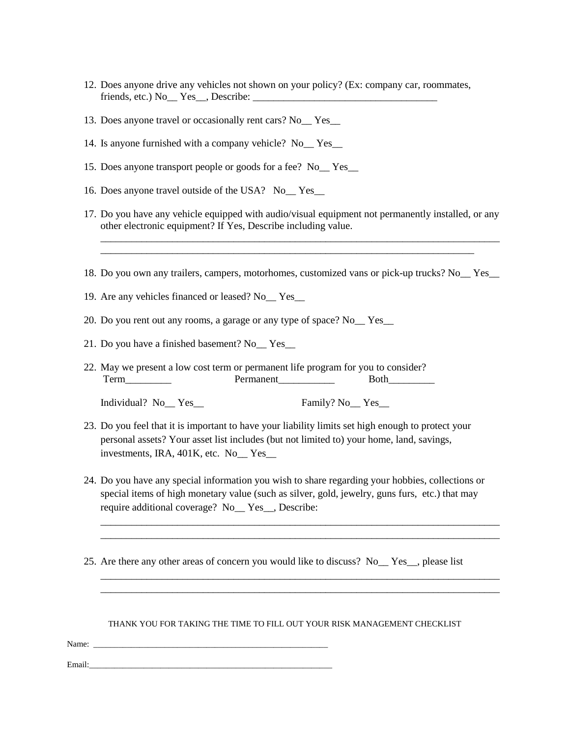12. Does anyone drive any vehicles not shown on your policy? (Ex: company car, roommates, friends, etc.) No__ Yes__, Describe: ___________________________________

13. Does anyone travel or occasionally rent cars? No__ Yes__

14. Is anyone furnished with a company vehicle? No__ Yes__

15. Does anyone transport people or goods for a fee? No__ Yes__

16. Does anyone travel outside of the USA? No__ Yes__

17. Do you have any vehicle equipped with audio/visual equipment not permanently installed, or any other electronic equipment? If Yes, Describe including value.
    ______________________________________________________________________________
    __________________________________________________________________________

18. Do you own any trailers, campers, motorhomes, customized vans or pick-up trucks? No__ Yes__

19. Are any vehicles financed or leased? No__ Yes__

20. Do you rent out any rooms, a garage or any type of space? No__ Yes__

21. Do you have a finished basement? No__ Yes__

22. May we present a low cost term or permanent life program for you to consider?
    Term_________ Permanent___________ Both_________

    Individual? No__ Yes__ Family? No__ Yes__

23. Do you feel that it is important to have your liability limits set high enough to protect your personal assets? Your asset list includes (but not limited to) your home, land, savings, investments, IRA, 401K, etc. No__ Yes__

24. Do you have any special information you wish to share regarding your hobbies, collections or special items of high monetary value (such as silver, gold, jewelry, guns furs, etc.) that may require additional coverage? No__ Yes__, Describe:
    ______________________________________________________________________________
    ______________________________________________________________________________

25. Are there any other areas of concern you would like to discuss? No__ Yes__, please list
    ______________________________________________________________________________
    ______________________________________________________________________________

THANK YOU FOR TAKING THE TIME TO FILL OUT YOUR RISK MANAGEMENT CHECKLIST

Name: _______________________________________________________

Email:_________________________________________________________